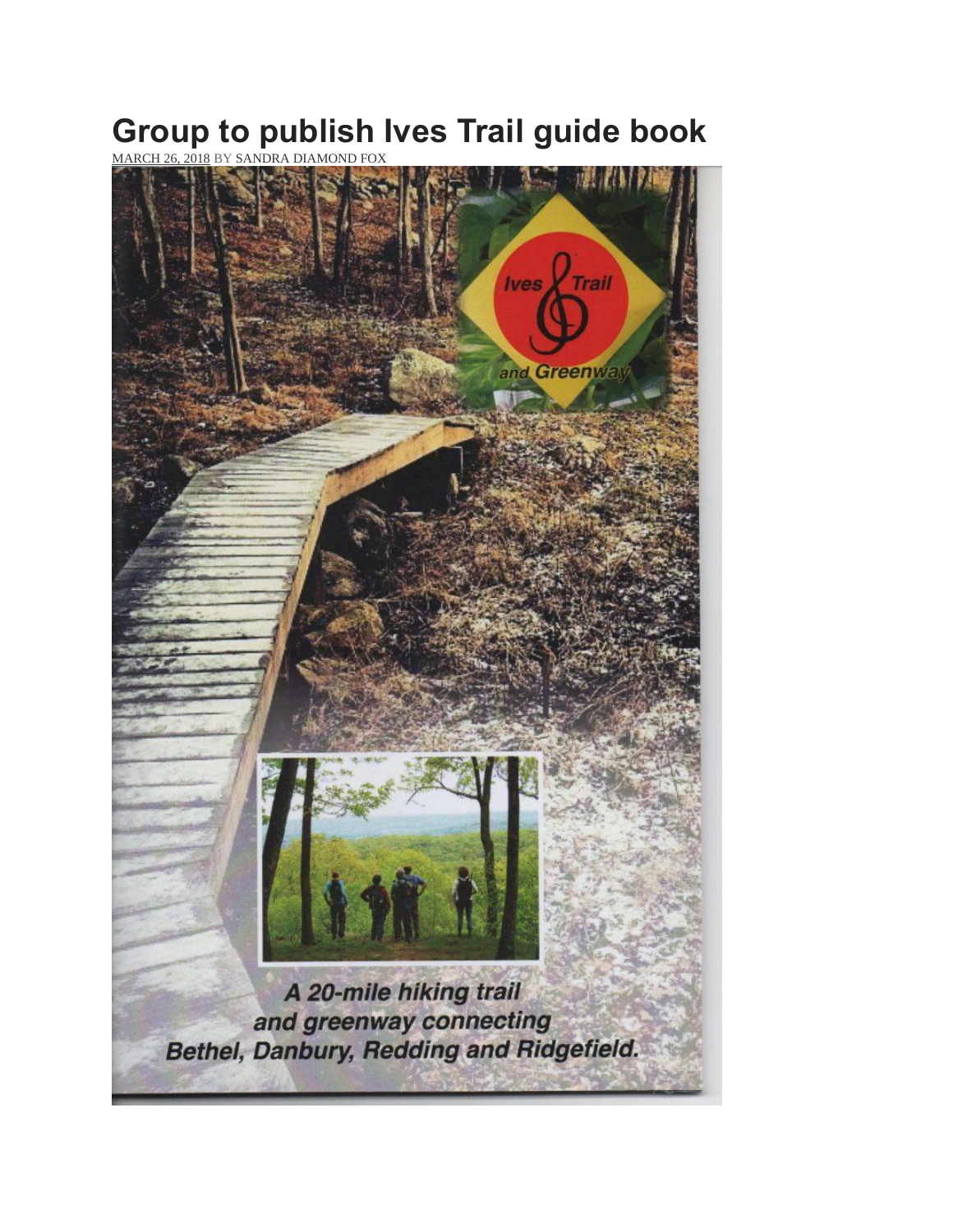# Group to publish Ives Trail guide book

MARCH 26, 2018 BY SANDRA DIAMOND FOX

Ives Trail and Greenway

A 20-mile hiking trail and greenway connecting Bethel, Danbury, Redding and Ridgefield.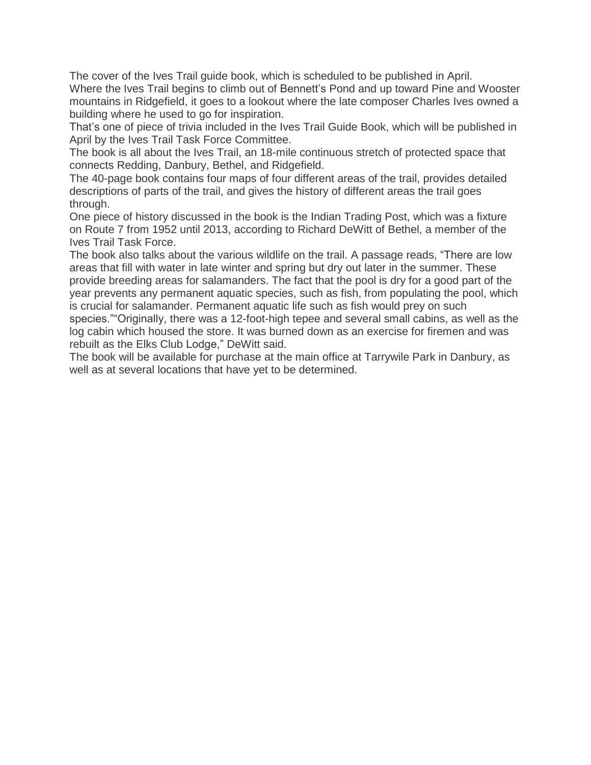The cover of the Ives Trail guide book, which is scheduled to be published in April.

Where the Ives Trail begins to climb out of Bennett's Pond and up toward Pine and Wooster mountains in Ridgefield, it goes to a lookout where the late composer Charles Ives owned a building where he used to go for inspiration.

That's one of piece of trivia included in the Ives Trail Guide Book, which will be published in April by the Ives Trail Task Force Committee.

The book is all about the Ives Trail, an 18-mile continuous stretch of protected space that connects Redding, Danbury, Bethel, and Ridgefield.

The 40-page book contains four maps of four different areas of the trail, provides detailed descriptions of parts of the trail, and gives the history of different areas the trail goes through.

One piece of history discussed in the book is the Indian Trading Post, which was a fixture on Route 7 from 1952 until 2013, according to Richard DeWitt of Bethel, a member of the Ives Trail Task Force.

The book also talks about the various wildlife on the trail. A passage reads, "There are low areas that fill with water in late winter and spring but dry out later in the summer. These provide breeding areas for salamanders. The fact that the pool is dry for a good part of the year prevents any permanent aquatic species, such as fish, from populating the pool, which is crucial for salamander. Permanent aquatic life such as fish would prey on such species.""Originally, there was a 12-foot-high tepee and several small cabins, as well as the log cabin which housed the store. It was burned down as an exercise for firemen and was rebuilt as the Elks Club Lodge," DeWitt said.

The book will be available for purchase at the main office at Tarrywile Park in Danbury, as well as at several locations that have yet to be determined.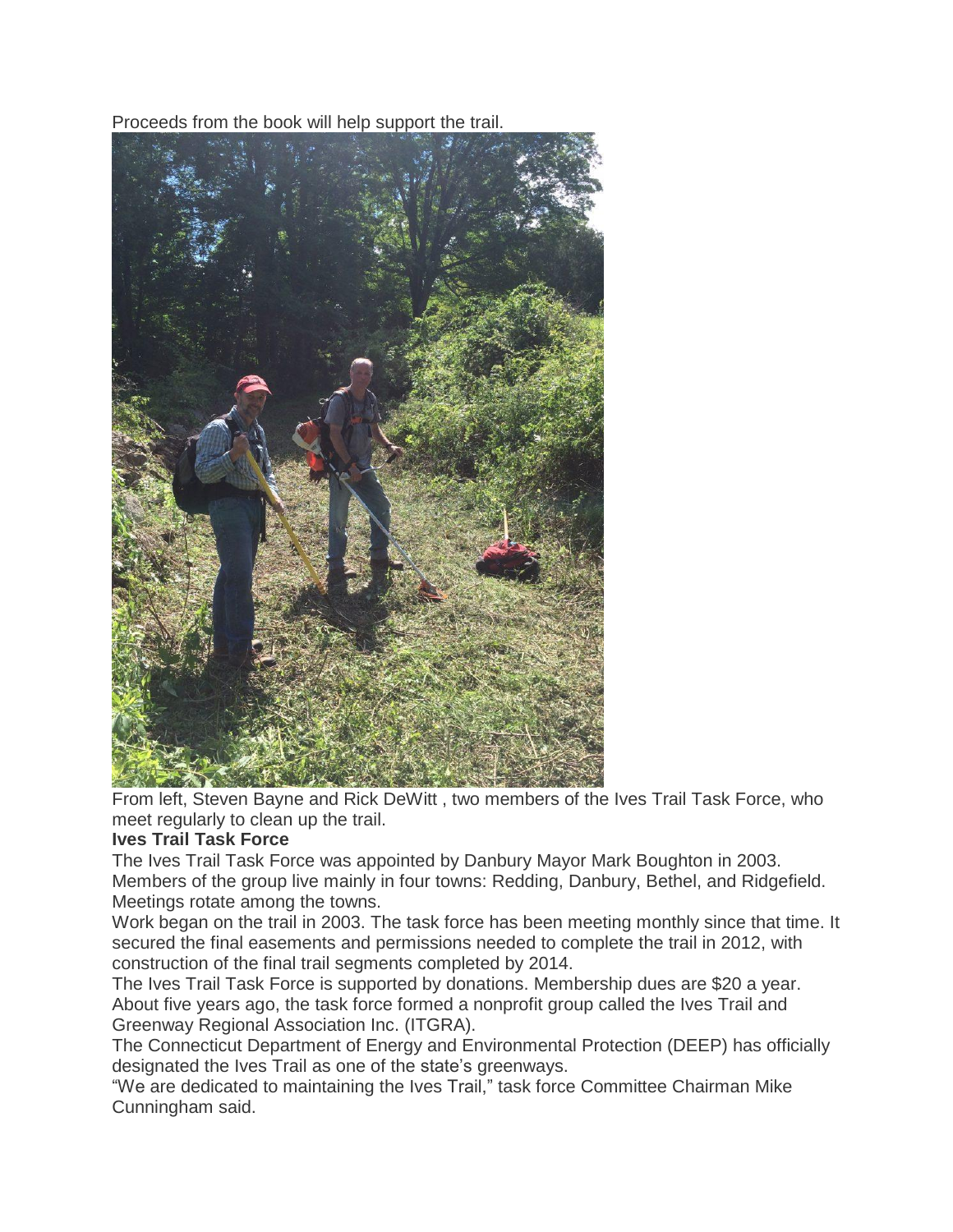Proceeds from the book will help support the trail.

From left, Steven Bayne and Rick DeWitt , two members of the Ives Trail Task Force, who meet regularly to clean up the trail.

**Ives Trail Task Force**

The Ives Trail Task Force was appointed by Danbury Mayor Mark Boughton in 2003. Members of the group live mainly in four towns: Redding, Danbury, Bethel, and Ridgefield. Meetings rotate among the towns.

Work began on the trail in 2003. The task force has been meeting monthly since that time. It secured the final easements and permissions needed to complete the trail in 2012, with construction of the final trail segments completed by 2014.

The Ives Trail Task Force is supported by donations. Membership dues are $20 a year. About five years ago, the task force formed a nonprofit group called the Ives Trail and Greenway Regional Association Inc. (ITGRA).

The Connecticut Department of Energy and Environmental Protection (DEEP) has officially designated the Ives Trail as one of the state's greenways.

"We are dedicated to maintaining the Ives Trail," task force Committee Chairman Mike Cunningham said.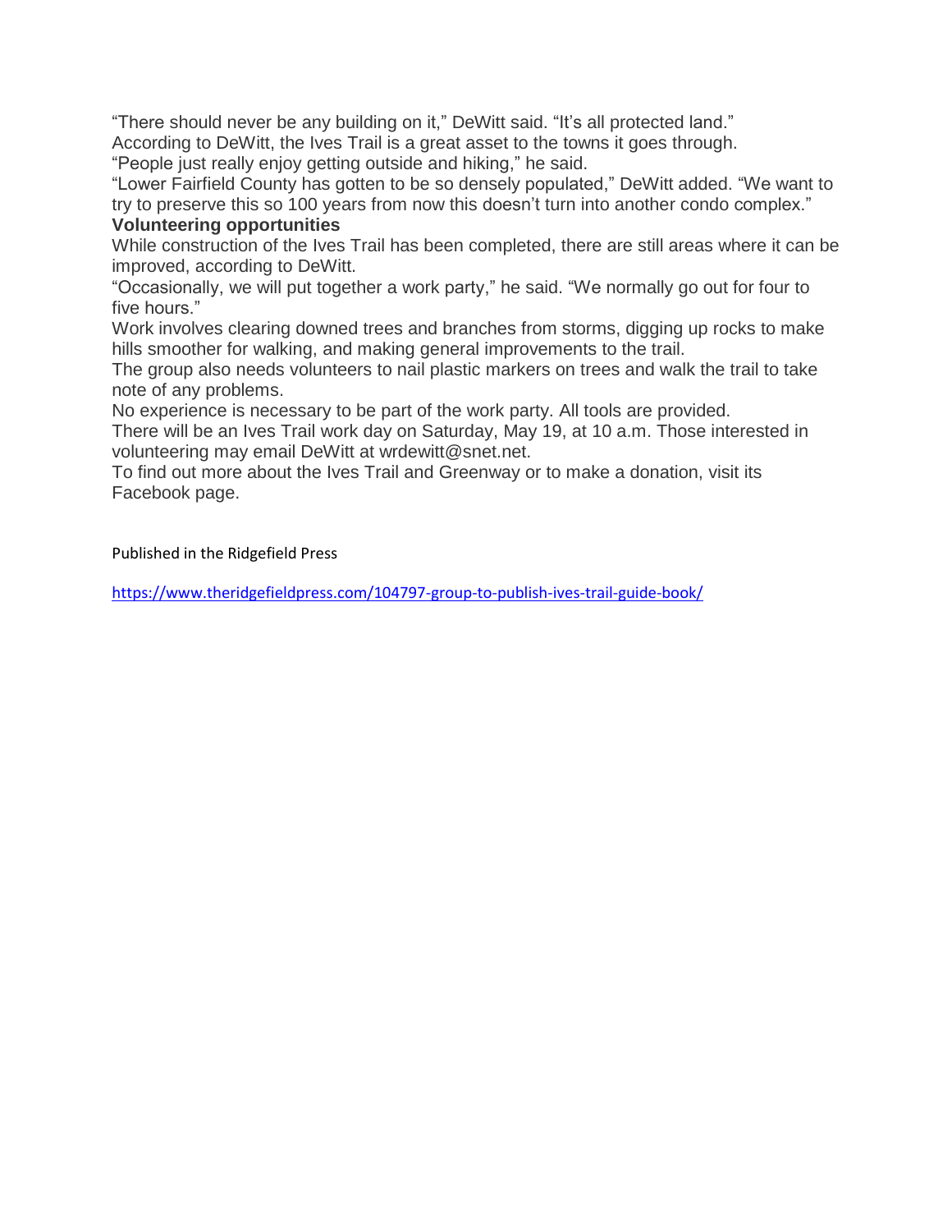"There should never be any building on it," DeWitt said. "It's all protected land."

According to DeWitt, the Ives Trail is a great asset to the towns it goes through.

"People just really enjoy getting outside and hiking," he said.

"Lower Fairfield County has gotten to be so densely populated," DeWitt added. "We want to try to preserve this so 100 years from now this doesn't turn into another condo complex."

**Volunteering opportunities**

While construction of the Ives Trail has been completed, there are still areas where it can be improved, according to DeWitt.

"Occasionally, we will put together a work party," he said. "We normally go out for four to five hours."

Work involves clearing downed trees and branches from storms, digging up rocks to make hills smoother for walking, and making general improvements to the trail.

The group also needs volunteers to nail plastic markers on trees and walk the trail to take note of any problems.

No experience is necessary to be part of the work party. All tools are provided.

There will be an Ives Trail work day on Saturday, May 19, at 10 a.m. Those interested in volunteering may email DeWitt at wrdewitt@snet.net.

To find out more about the Ives Trail and Greenway or to make a donation, visit its Facebook page.

Published in the Ridgefield Press

https://www.theridgefieldpress.com/104797-group-to-publish-ives-trail-guide-book/